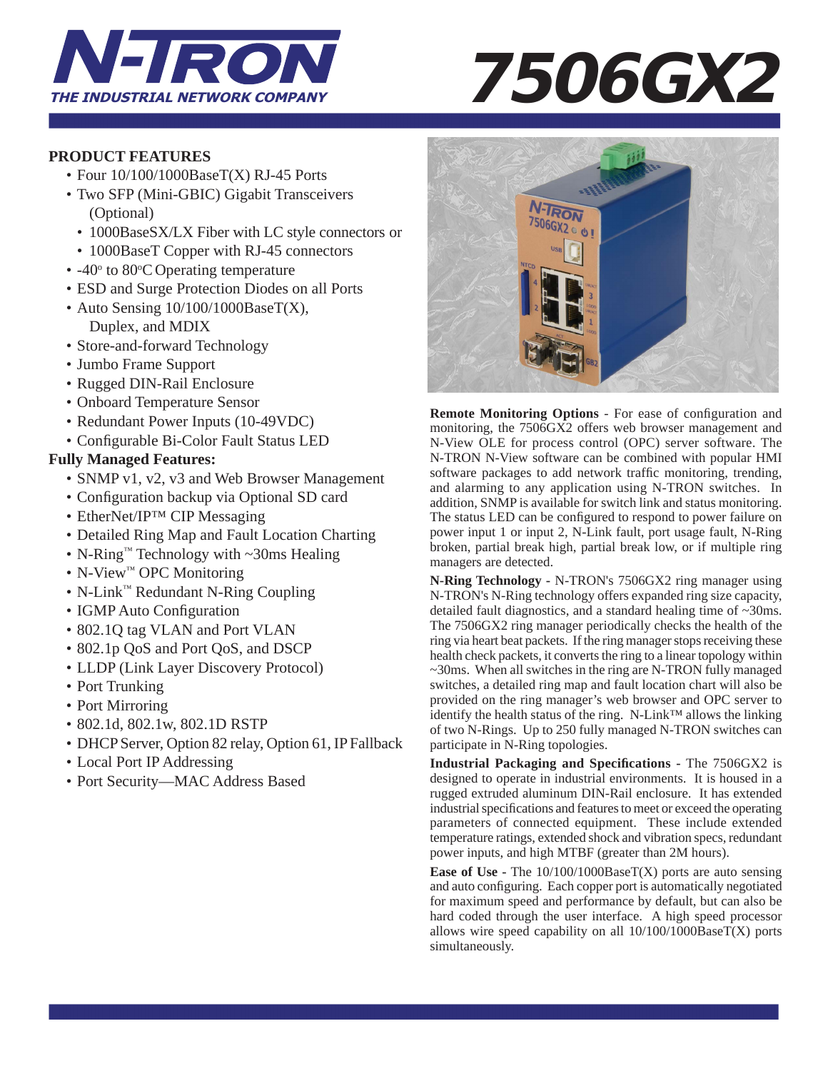# N-TRON

THE INDUSTRIAL NETWORK COMPANY

# 7506GX2

## PRODUCT FEATURES

- Four 10/100/1000BaseT(X) RJ-45 Ports
- Two SFP (Mini-GBIC) Gigabit Transceivers (Optional)
  - 1000BaseSX/LX Fiber with LC style connectors or
  - 1000BaseT Copper with RJ-45 connectors
- -40° to 80°C Operating temperature
- ESD and Surge Protection Diodes on all Ports
- Auto Sensing 10/100/1000BaseT(X), Duplex, and MDIX
- Store-and-forward Technology
- Jumbo Frame Support
- Rugged DIN-Rail Enclosure
- Onboard Temperature Sensor
- Redundant Power Inputs (10-49VDC)
- Configurable Bi-Color Fault Status LED

## Fully Managed Features:

- SNMP v1, v2, v3 and Web Browser Management
- Configuration backup via Optional SD card
- EtherNet/IP™ CIP Messaging
- Detailed Ring Map and Fault Location Charting
- N-Ring™ Technology with ~30ms Healing
- N-View™ OPC Monitoring
- N-Link™ Redundant N-Ring Coupling
- IGMP Auto Configuration
- 802.1Q tag VLAN and Port VLAN
- 802.1p QoS and Port QoS, and DSCP
- LLDP (Link Layer Discovery Protocol)
- Port Trunking
- Port Mirroring
- 802.1d, 802.1w, 802.1D RSTP
- DHCP Server, Option 82 relay, Option 61, IP Fallback
- Local Port IP Addressing
- Port Security—MAC Address Based

**Remote Monitoring Options** - For ease of configuration and monitoring, the 7506GX2 offers web browser management and N-View OLE for process control (OPC) server software. The N-TRON N-View software can be combined with popular HMI software packages to add network traffic monitoring, trending, and alarming to any application using N-TRON switches. In addition, SNMP is available for switch link and status monitoring. The status LED can be configured to respond to power failure on power input 1 or input 2, N-Link fault, port usage fault, N-Ring broken, partial break high, partial break low, or if multiple ring managers are detected.

**N-Ring Technology** - N-TRON's 7506GX2 ring manager using N-TRON's N-Ring technology offers expanded ring size capacity, detailed fault diagnostics, and a standard healing time of ~30ms. The 7506GX2 ring manager periodically checks the health of the ring via heart beat packets. If the ring manager stops receiving these health check packets, it converts the ring to a linear topology within ~30ms. When all switches in the ring are N-TRON fully managed switches, a detailed ring map and fault location chart will also be provided on the ring manager's web browser and OPC server to identify the health status of the ring. N-Link™ allows the linking of two N-Rings. Up to 250 fully managed N-TRON switches can participate in N-Ring topologies.

**Industrial Packaging and Specifications** - The 7506GX2 is designed to operate in industrial environments. It is housed in a rugged extruded aluminum DIN-Rail enclosure. It has extended industrial specifications and features to meet or exceed the operating parameters of connected equipment. These include extended temperature ratings, extended shock and vibration specs, redundant power inputs, and high MTBF (greater than 2M hours).

**Ease of Use** - The 10/100/1000BaseT(X) ports are auto sensing and auto configuring. Each copper port is automatically negotiated for maximum speed and performance by default, but can also be hard coded through the user interface. A high speed processor allows wire speed capability on all 10/100/1000BaseT(X) ports simultaneously.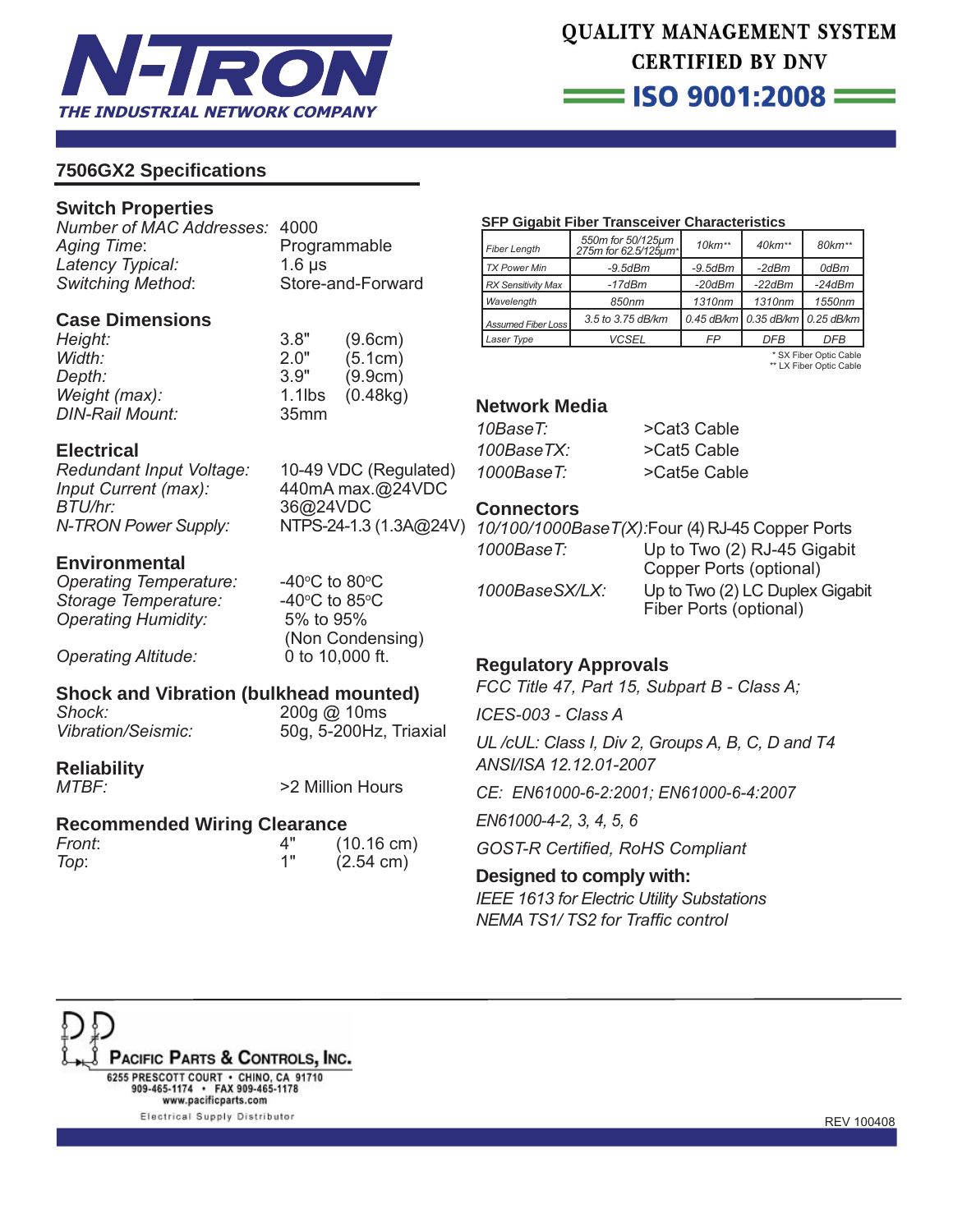## 7506GX2 Specifications

### Switch Properties

| | |
|---|---|
| *Number of MAC Addresses:* | 4000 |
| *Aging Time:* | Programmable |
| *Latency Typical:* | 1.6 µs |
| *Switching Method:* | Store-and-Forward |

### Case Dimensions

| | | |
|---|---|---|
| *Height:* | 3.8" | (9.6cm) |
| *Width:* | 2.0" | (5.1cm) |
| *Depth:* | 3.9" | (9.9cm) |
| *Weight (max):* | 1.1lbs | (0.48kg) |
| *DIN-Rail Mount:* | 35mm | |

### Electrical

| | |
|---|---|
| *Redundant Input Voltage:* | 10-49 VDC (Regulated) |
| *Input Current (max):* | 440mA max.@24VDC |
| *BTU/hr:* | 36@24VDC |
| *N-TRON Power Supply:* | NTPS-24-1.3 (1.3A@24V) |

### Environmental

| | |
|---|---|
| *Operating Temperature:* | -40°C to 80°C |
| *Storage Temperature:* | -40°C to 85°C |
| *Operating Humidity:* | 5% to 95% (Non Condensing) |
| *Operating Altitude:* | 0 to 10,000 ft. |

### Shock and Vibration (bulkhead mounted)

| | |
|---|---|
| *Shock:* | 200g @ 10ms |
| *Vibration/Seismic:* | 50g, 5-200Hz, Triaxial |

### Reliability

| | |
|---|---|
| *MTBF:* | >2 Million Hours |

### Recommended Wiring Clearance

| | | |
|---|---|---|
| *Front:* | 4" | (10.16 cm) |
| *Top:* | 1" | (2.54 cm) |

### SFP Gigabit Fiber Transceiver Characteristics

| *Fiber Length* | *550m for 50/125µm 275m for 62.5/125µm** | *10km*** | *40km*** | *80km*** |
|---|---|---|---|---|
| *TX Power Min* | *-9.5dBm* | *-9.5dBm* | *-2dBm* | *0dBm* |
| *RX Sensitivity Max* | *-17dBm* | *-20dBm* | *-22dBm* | *-24dBm* |
| *Wavelength* | *850nm* | *1310nm* | *1310nm* | *1550nm* |
| *Assumed Fiber Loss* | *3.5 to 3.75 dB/km* | *0.45 dB/km* | *0.35 dB/km* | *0.25 dB/km* |
| *Laser Type* | *VCSEL* | *FP* | *DFB* | *DFB* |

\* SX Fiber Optic Cable
\** LX Fiber Optic Cable

### Network Media

| | |
|---|---|
| *10BaseT:* | >Cat3 Cable |
| *100BaseTX:* | >Cat5 Cable |
| *1000BaseT:* | >Cat5e Cable |

### Connectors

| | |
|---|---|
| *10/100/1000BaseT(X):* | Four (4) RJ-45 Copper Ports |
| *1000BaseT:* | Up to Two (2) RJ-45 Gigabit Copper Ports (optional) |
| *1000BaseSX/LX:* | Up to Two (2) LC Duplex Gigabit Fiber Ports (optional) |

### Regulatory Approvals

*FCC Title 47, Part 15, Subpart B - Class A;*

*ICES-003 - Class A*

*UL /cUL: Class I, Div 2, Groups A, B, C, D and T4 ANSI/ISA 12.12.01-2007*

*CE: EN61000-6-2:2001; EN61000-6-4:2007*

*EN61000-4-2, 3, 4, 5, 6*

*GOST-R Certified, RoHS Compliant*

### Designed to comply with:

*IEEE 1613 for Electric Utility Substations*
*NEMA TS1/ TS2 for Traffic control*

PACIFIC PARTS & CONTROLS, INC.
6255 PRESCOTT COURT • CHINO, CA 91710
909-465-1174 • FAX 909-465-1178
www.pacificparts.com
Electrical Supply Distributor

REV 100408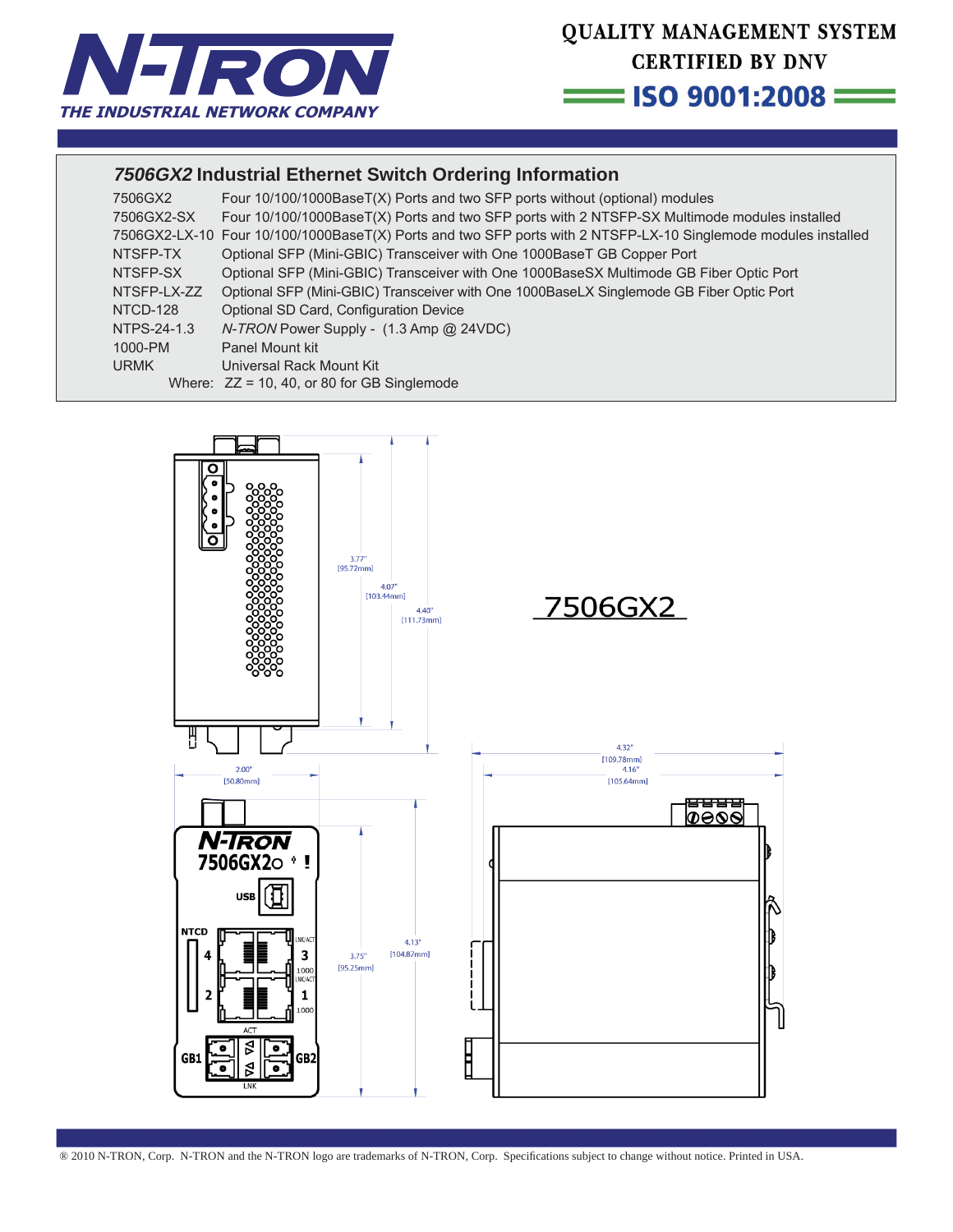N-TRON
THE INDUSTRIAL NETWORK COMPANY

QUALITY MANAGEMENT SYSTEM
CERTIFIED BY DNV
ISO 9001:2008

## *7506GX2* Industrial Ethernet Switch Ordering Information

| | |
|---|---|
| 7506GX2 | Four 10/100/1000BaseT(X) Ports and two SFP ports without (optional) modules |
| 7506GX2-SX | Four 10/100/1000BaseT(X) Ports and two SFP ports with 2 NTSFP-SX Multimode modules installed |
| 7506GX2-LX-10 | Four 10/100/1000BaseT(X) Ports and two SFP ports with 2 NTSFP-LX-10 Singlemode modules installed |
| NTSFP-TX | Optional SFP (Mini-GBIC) Transceiver with One 1000BaseT GB Copper Port |
| NTSFP-SX | Optional SFP (Mini-GBIC) Transceiver with One 1000BaseSX Multimode GB Fiber Optic Port |
| NTSFP-LX-ZZ | Optional SFP (Mini-GBIC) Transceiver with One 1000BaseLX Singlemode GB Fiber Optic Port |
| NTCD-128 | Optional SD Card, Configuration Device |
| NTPS-24-1.3 | *N-TRON* Power Supply - (1.3 Amp @ 24VDC) |
| 1000-PM | Panel Mount kit |
| URMK | Universal Rack Mount Kit |

Where: ZZ = 10, 40, or 80 for GB Singlemode

7506GX2

3.77" [95.72mm]
4.07" [103.44mm]
4.40" [111.73mm]
2.00" [50.80mm]
4.32" [109.78mm]
4.16" [105.64mm]
3.75" [95.25mm]
4.13" [104.87mm]

N-TRON
7506GX2
USB
NTCD
LNK/ACT
1000
4 3 2 1
ACT
GB1 GB2
LNK

® 2010 N-TRON, Corp. N-TRON and the N-TRON logo are trademarks of N-TRON, Corp. Specifications subject to change without notice. Printed in USA.